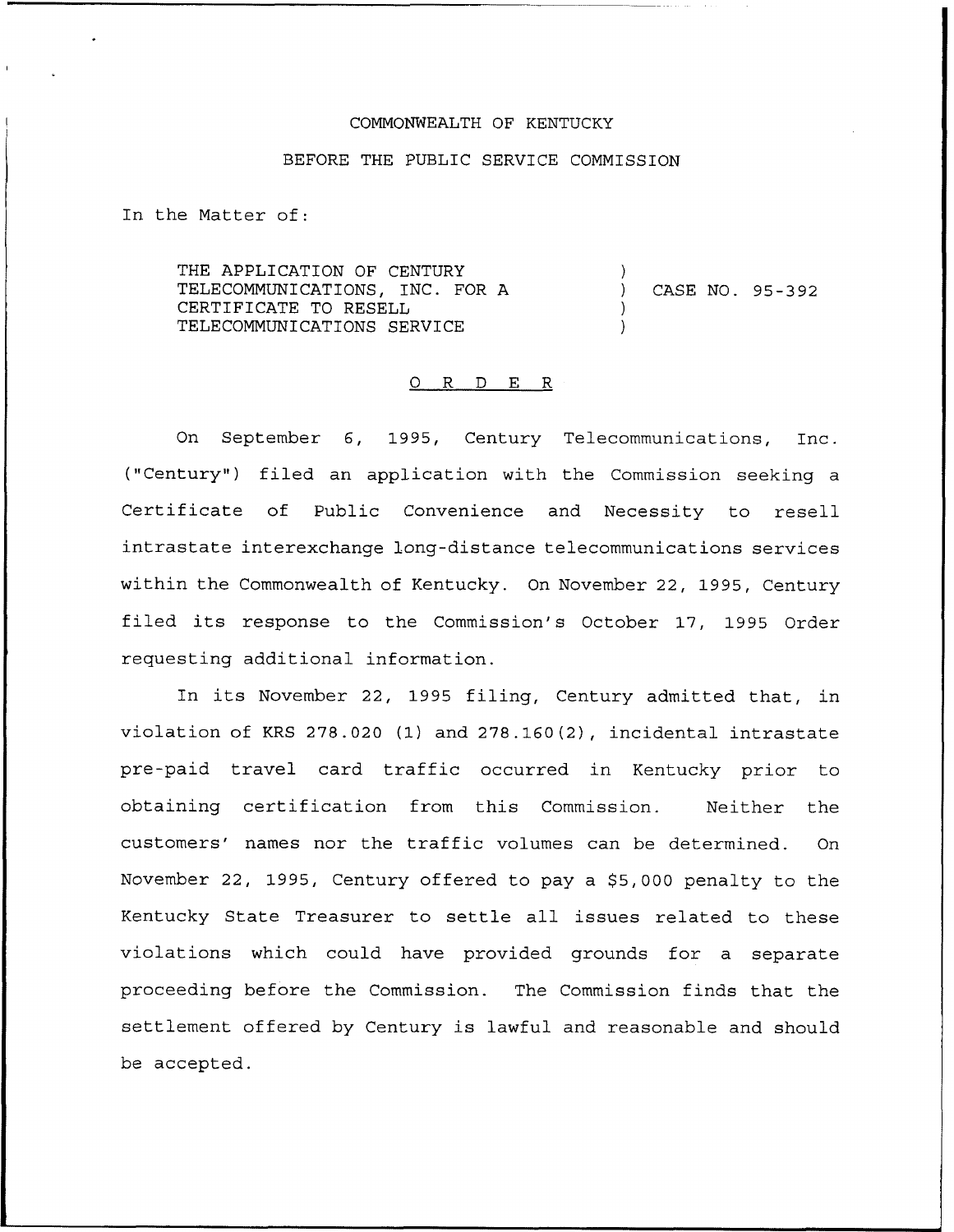COMMONWEALTH OF KENTUCKY

BEFORE THE PUBLIC SERVICE COMMISSION

In the Matter of:

| | | |
|---|---|---|
| THE APPLICATION OF CENTURY TELECOMMUNICATIONS, INC. FOR A CERTIFICATE TO RESELL TELECOMMUNICATIONS SERVICE | ) ) ) ) | CASE NO. 95-392 |

O R D E R

On September 6, 1995, Century Telecommunications, Inc. ("Century") filed an application with the Commission seeking a Certificate of Public Convenience and Necessity to resell intrastate interexchange long-distance telecommunications services within the Commonwealth of Kentucky. On November 22, 1995, Century filed its response to the Commission's October 17, 1995 Order requesting additional information.

In its November 22, 1995 filing, Century admitted that, in violation of KRS 278.020 (1) and 278.160(2), incidental intrastate pre-paid travel card traffic occurred in Kentucky prior to obtaining certification from this Commission. Neither the customers' names nor the traffic volumes can be determined. On November 22, 1995, Century offered to pay a $5,000 penalty to the Kentucky State Treasurer to settle all issues related to these violations which could have provided grounds for a separate proceeding before the Commission. The Commission finds that the settlement offered by Century is lawful and reasonable and should be accepted.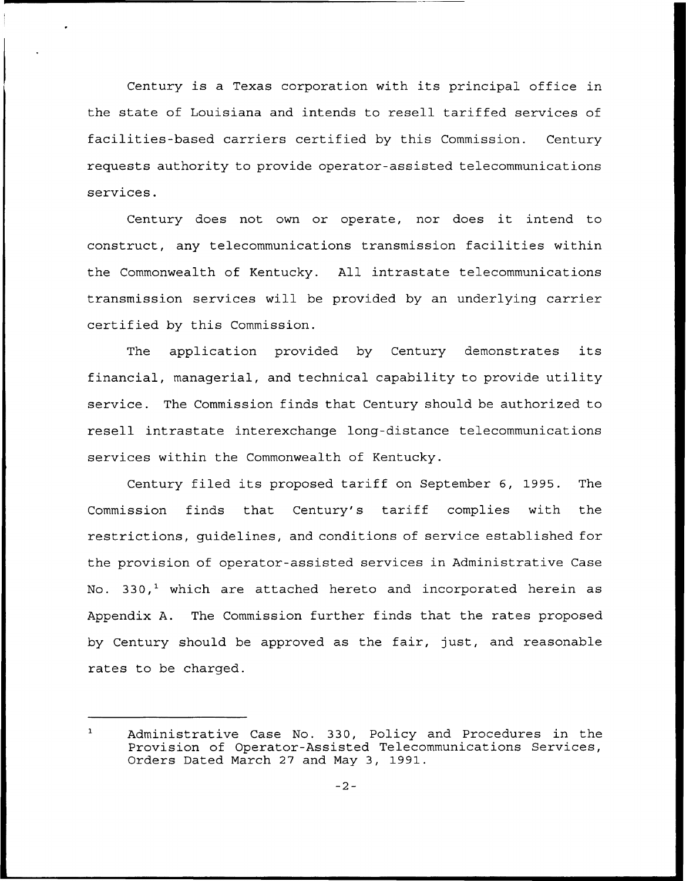Century is a Texas corporation with its principal office in the state of Louisiana and intends to resell tariffed services of facilities-based carriers certified by this Commission. Century requests authority to provide operator-assisted telecommunications services.

Century does not own or operate, nor does it intend to construct, any telecommunications transmission facilities within the Commonwealth of Kentucky. All intrastate telecommunications transmission services will be provided by an underlying carrier certified by this Commission.

The application provided by Century demonstrates its financial, managerial, and technical capability to provide utility service. The Commission finds that Century should be authorized to resell intrastate interexchange long-distance telecommunications services within the Commonwealth of Kentucky.

Century filed its proposed tariff on September 6, 1995. The Commission finds that Century's tariff complies with the restrictions, guidelines, and conditions of service established for the provision of operator-assisted services in Administrative Case No. 330,[1] which are attached hereto and incorporated herein as Appendix A. The Commission further finds that the rates proposed by Century should be approved as the fair, just, and reasonable rates to be charged.

---

[1] Administrative Case No. 330, Policy and Procedures in the Provision of Operator-Assisted Telecommunications Services, Orders Dated March 27 and May 3, 1991.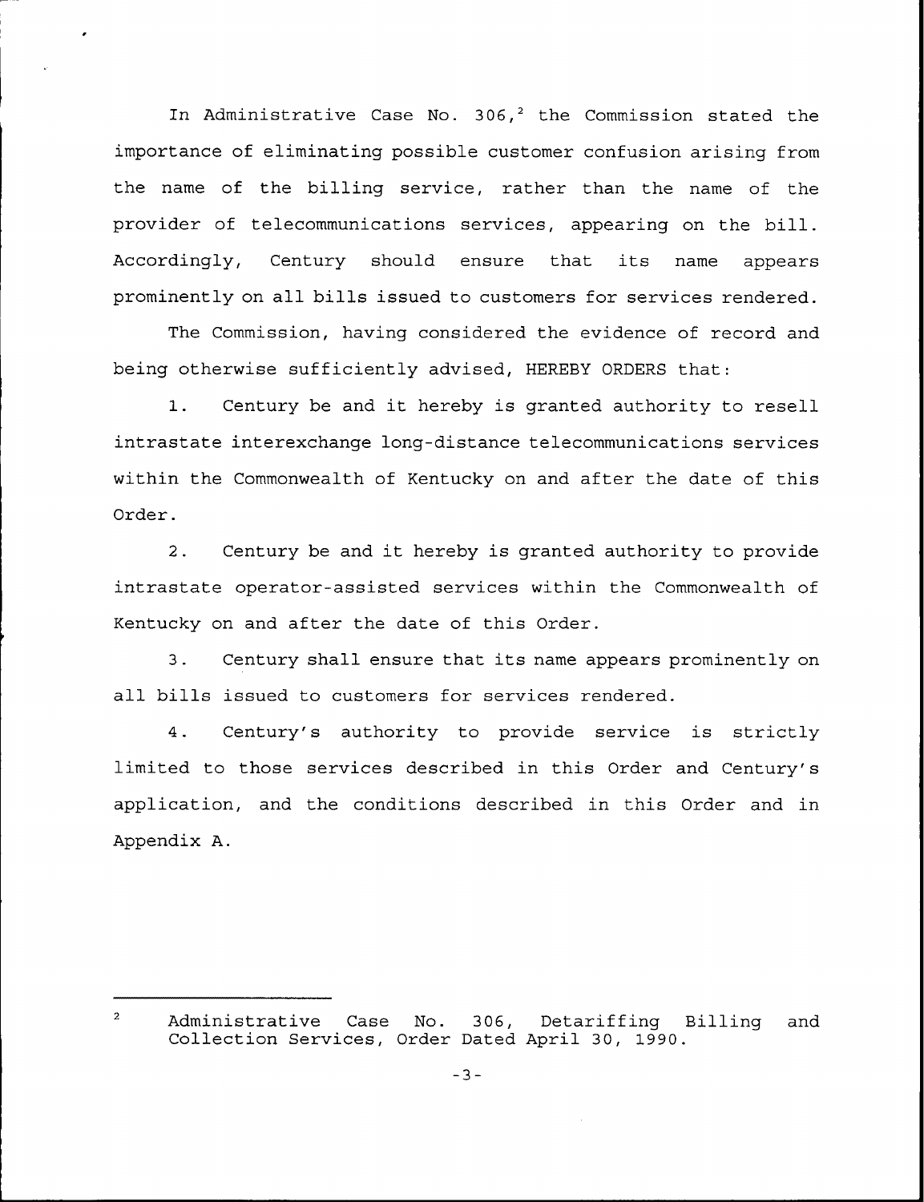In Administrative Case No. 306,[2] the Commission stated the importance of eliminating possible customer confusion arising from the name of the billing service, rather than the name of the provider of telecommunications services, appearing on the bill. Accordingly, Century should ensure that its name appears prominently on all bills issued to customers for services rendered.

The Commission, having considered the evidence of record and being otherwise sufficiently advised, HEREBY ORDERS that:

1. Century be and it hereby is granted authority to resell intrastate interexchange long-distance telecommunications services within the Commonwealth of Kentucky on and after the date of this Order.

2. Century be and it hereby is granted authority to provide intrastate operator-assisted services within the Commonwealth of Kentucky on and after the date of this Order.

3. Century shall ensure that its name appears prominently on all bills issued to customers for services rendered.

4. Century's authority to provide service is strictly limited to those services described in this Order and Century's application, and the conditions described in this Order and in Appendix A.

---

[2] Administrative Case No. 306, Detariffing Billing and Collection Services, Order Dated April 30, 1990.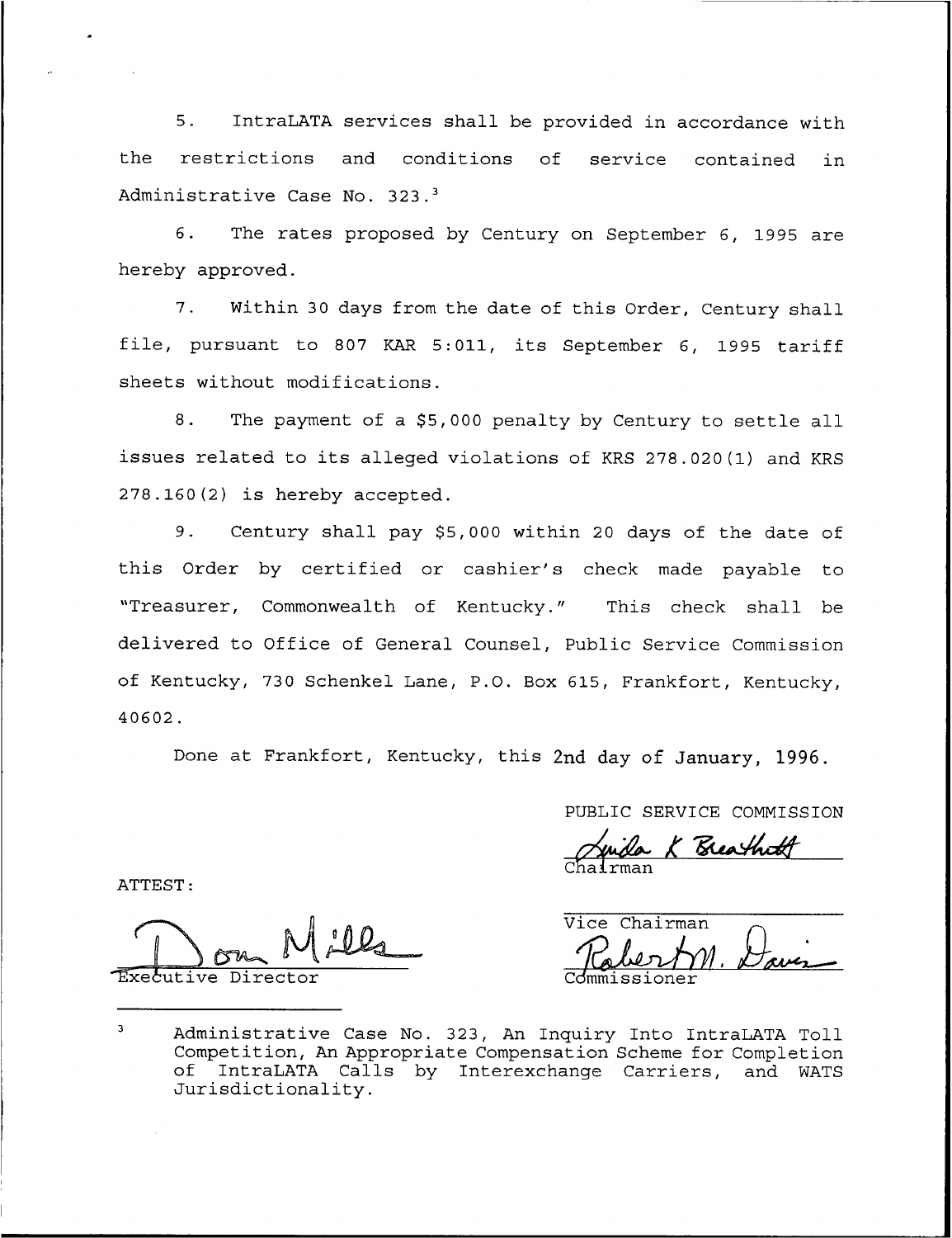5. IntraLATA services shall be provided in accordance with the restrictions and conditions of service contained in Administrative Case No. 323.[3]

6. The rates proposed by Century on September 6, 1995 are hereby approved.

7. Within 30 days from the date of this Order, Century shall file, pursuant to 807 KAR 5:011, its September 6, 1995 tariff sheets without modifications.

8. The payment of a $5,000 penalty by Century to settle all issues related to its alleged violations of KRS 278.020(1) and KRS 278.160(2) is hereby accepted.

9. Century shall pay $5,000 within 20 days of the date of this Order by certified or cashier's check made payable to "Treasurer, Commonwealth of Kentucky." This check shall be delivered to Office of General Counsel, Public Service Commission of Kentucky, 730 Schenkel Lane, P.O. Box 615, Frankfort, Kentucky, 40602.

Done at Frankfort, Kentucky, this 2nd day of January, 1996.

PUBLIC SERVICE COMMISSION

Chairman

Vice Chairman

Commissioner

ATTEST:

Executive Director

[3] Administrative Case No. 323, An Inquiry Into IntraLATA Toll Competition, An Appropriate Compensation Scheme for Completion of IntraLATA Calls by Interexchange Carriers, and WATS Jurisdictionality.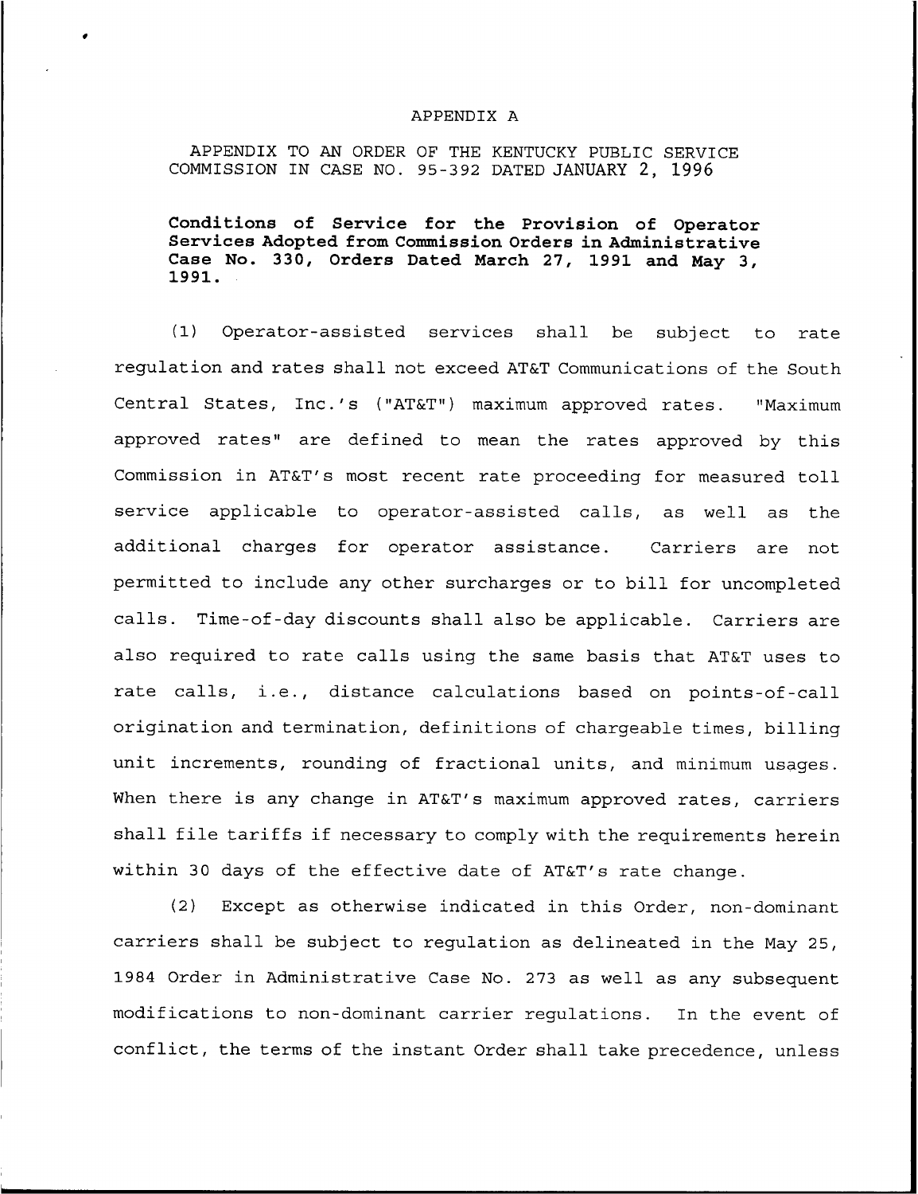# APPENDIX A

APPENDIX TO AN ORDER OF THE KENTUCKY PUBLIC SERVICE COMMISSION IN CASE NO. 95-392 DATED JANUARY 2, 1996

**Conditions of Service for the Provision of Operator Services Adopted from Commission Orders in Administrative Case No. 330, Orders Dated March 27, 1991 and May 3, 1991.**

(1) Operator-assisted services shall be subject to rate regulation and rates shall not exceed AT&T Communications of the South Central States, Inc.'s ("AT&T") maximum approved rates. "Maximum approved rates" are defined to mean the rates approved by this Commission in AT&T's most recent rate proceeding for measured toll service applicable to operator-assisted calls, as well as the additional charges for operator assistance. Carriers are not permitted to include any other surcharges or to bill for uncompleted calls. Time-of-day discounts shall also be applicable. Carriers are also required to rate calls using the same basis that AT&T uses to rate calls, i.e., distance calculations based on points-of-call origination and termination, definitions of chargeable times, billing unit increments, rounding of fractional units, and minimum usages. When there is any change in AT&T's maximum approved rates, carriers shall file tariffs if necessary to comply with the requirements herein within 30 days of the effective date of AT&T's rate change.

(2) Except as otherwise indicated in this Order, non-dominant carriers shall be subject to regulation as delineated in the May 25, 1984 Order in Administrative Case No. 273 as well as any subsequent modifications to non-dominant carrier regulations. In the event of conflict, the terms of the instant Order shall take precedence, unless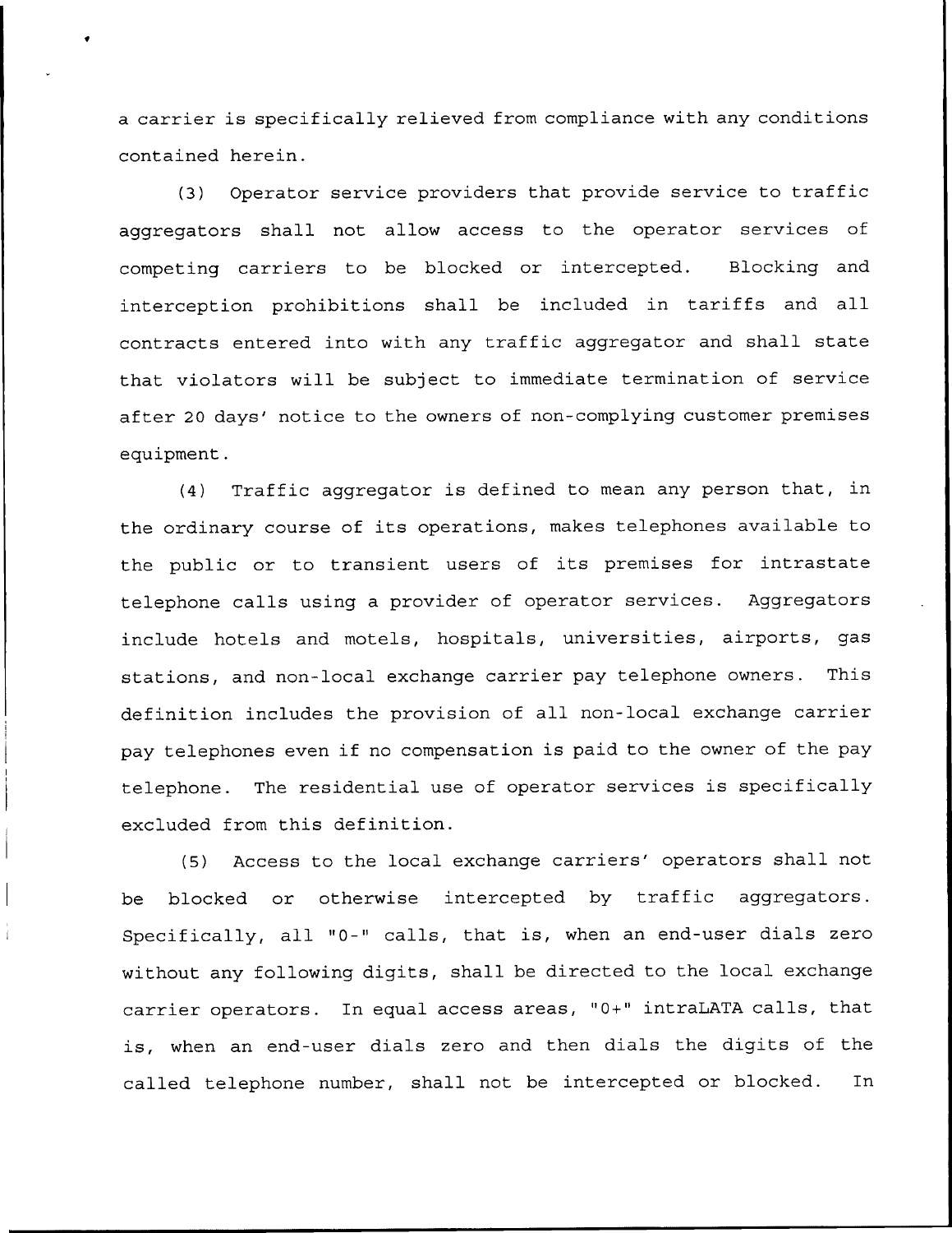a carrier is specifically relieved from compliance with any conditions contained herein.

(3) Operator service providers that provide service to traffic aggregators shall not allow access to the operator services of competing carriers to be blocked or intercepted. Blocking and interception prohibitions shall be included in tariffs and all contracts entered into with any traffic aggregator and shall state that violators will be subject to immediate termination of service after 20 days' notice to the owners of non-complying customer premises equipment.

(4) Traffic aggregator is defined to mean any person that, in the ordinary course of its operations, makes telephones available to the public or to transient users of its premises for intrastate telephone calls using a provider of operator services. Aggregators include hotels and motels, hospitals, universities, airports, gas stations, and non-local exchange carrier pay telephone owners. This definition includes the provision of all non-local exchange carrier pay telephones even if no compensation is paid to the owner of the pay telephone. The residential use of operator services is specifically excluded from this definition.

(5) Access to the local exchange carriers' operators shall not be blocked or otherwise intercepted by traffic aggregators. Specifically, all "0-" calls, that is, when an end-user dials zero without any following digits, shall be directed to the local exchange carrier operators. In equal access areas, "0+" intraLATA calls, that is, when an end-user dials zero and then dials the digits of the called telephone number, shall not be intercepted or blocked. In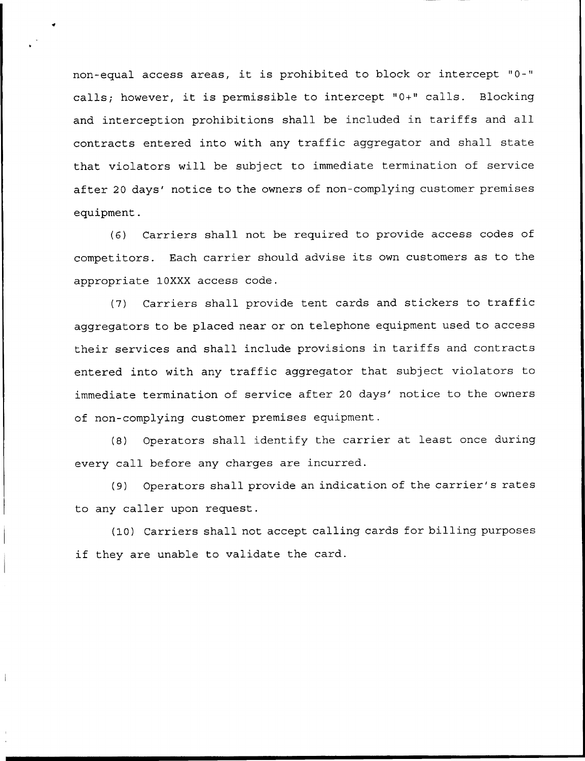non-equal access areas, it is prohibited to block or intercept "0-" calls; however, it is permissible to intercept "0+" calls. Blocking and interception prohibitions shall be included in tariffs and all contracts entered into with any traffic aggregator and shall state that violators will be subject to immediate termination of service after 20 days' notice to the owners of non-complying customer premises equipment.

(6) Carriers shall not be required to provide access codes of competitors. Each carrier should advise its own customers as to the appropriate 10XXX access code.

(7) Carriers shall provide tent cards and stickers to traffic aggregators to be placed near or on telephone equipment used to access their services and shall include provisions in tariffs and contracts entered into with any traffic aggregator that subject violators to immediate termination of service after 20 days' notice to the owners of non-complying customer premises equipment.

(8) Operators shall identify the carrier at least once during every call before any charges are incurred.

(9) Operators shall provide an indication of the carrier's rates to any caller upon request.

(10) Carriers shall not accept calling cards for billing purposes if they are unable to validate the card.